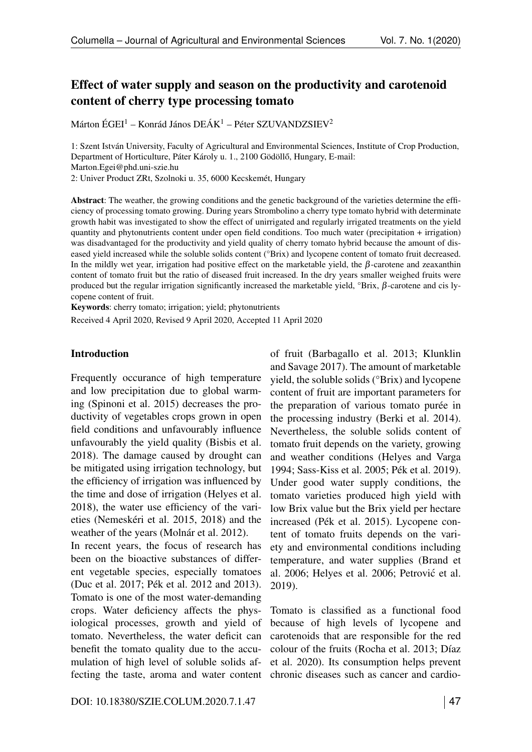# Effect of water supply and season on the productivity and carotenoid content of cherry type processing tomato

Márton ÉGEI[1] – Konrád János DEÁK[1] – Péter SZUVANDZSIEV[2]

1: Szent István University, Faculty of Agricultural and Environmental Sciences, Institute of Crop Production, Department of Horticulture, Páter Károly u. 1., 2100 Gödöllő, Hungary, E-mail: Marton.Egei@phd.uni-szie.hu

2: Univer Product ZRt, Szolnoki u. 35, 6000 Kecskemét, Hungary

**Abstract**: The weather, the growing conditions and the genetic background of the varieties determine the efficiency of processing tomato growing. During years Strombolino a cherry type tomato hybrid with determinate growth habit was investigated to show the effect of unirrigated and regularly irrigated treatments on the yield quantity and phytonutrients content under open field conditions. Too much water (precipitation + irrigation) was disadvantaged for the productivity and yield quality of cherry tomato hybrid because the amount of diseased yield increased while the soluble solids content (°Brix) and lycopene content of tomato fruit decreased. In the mildly wet year, irrigation had positive effect on the marketable yield, the $\beta$-carotene and zeaxanthin content of tomato fruit but the ratio of diseased fruit increased. In the dry years smaller weighed fruits were produced but the regular irrigation significantly increased the marketable yield, °Brix, $\beta$-carotene and cis lycopene content of fruit.

**Keywords**: cherry tomato; irrigation; yield; phytonutrients

Received 4 April 2020, Revised 9 April 2020, Accepted 11 April 2020

## Introduction

Frequently occurance of high temperature and low precipitation due to global warming (Spinoni et al. 2015) decreases the productivity of vegetables crops grown in open field conditions and unfavourably influence unfavourably the yield quality (Bisbis et al. 2018). The damage caused by drought can be mitigated using irrigation technology, but the efficiency of irrigation was influenced by the time and dose of irrigation (Helyes et al. 2018), the water use efficiency of the varieties (Nemeskéri et al. 2015, 2018) and the weather of the years (Molnár et al. 2012).

In recent years, the focus of research has been on the bioactive substances of different vegetable species, especially tomatoes (Duc et al. 2017; Pék et al. 2012 and 2013). Tomato is one of the most water-demanding crops. Water deficiency affects the physiological processes, growth and yield of tomato. Nevertheless, the water deficit can benefit the tomato quality due to the accumulation of high level of soluble solids affecting the taste, aroma and water content of fruit (Barbagallo et al. 2013; Klunklin and Savage 2017). The amount of marketable yield, the soluble solids (°Brix) and lycopene content of fruit are important parameters for the preparation of various tomato purée in the processing industry (Berki et al. 2014). Nevertheless, the soluble solids content of tomato fruit depends on the variety, growing and weather conditions (Helyes and Varga 1994; Sass-Kiss et al. 2005; Pék et al. 2019). Under good water supply conditions, the tomato varieties produced high yield with low Brix value but the Brix yield per hectare increased (Pék et al. 2015). Lycopene content of tomato fruits depends on the variety and environmental conditions including temperature, and water supplies (Brand et al. 2006; Helyes et al. 2006; Petrović et al. 2019).

Tomato is classified as a functional food because of high levels of lycopene and carotenoids that are responsible for the red colour of the fruits (Rocha et al. 2013; Díaz et al. 2020). Its consumption helps prevent chronic diseases such as cancer and cardio-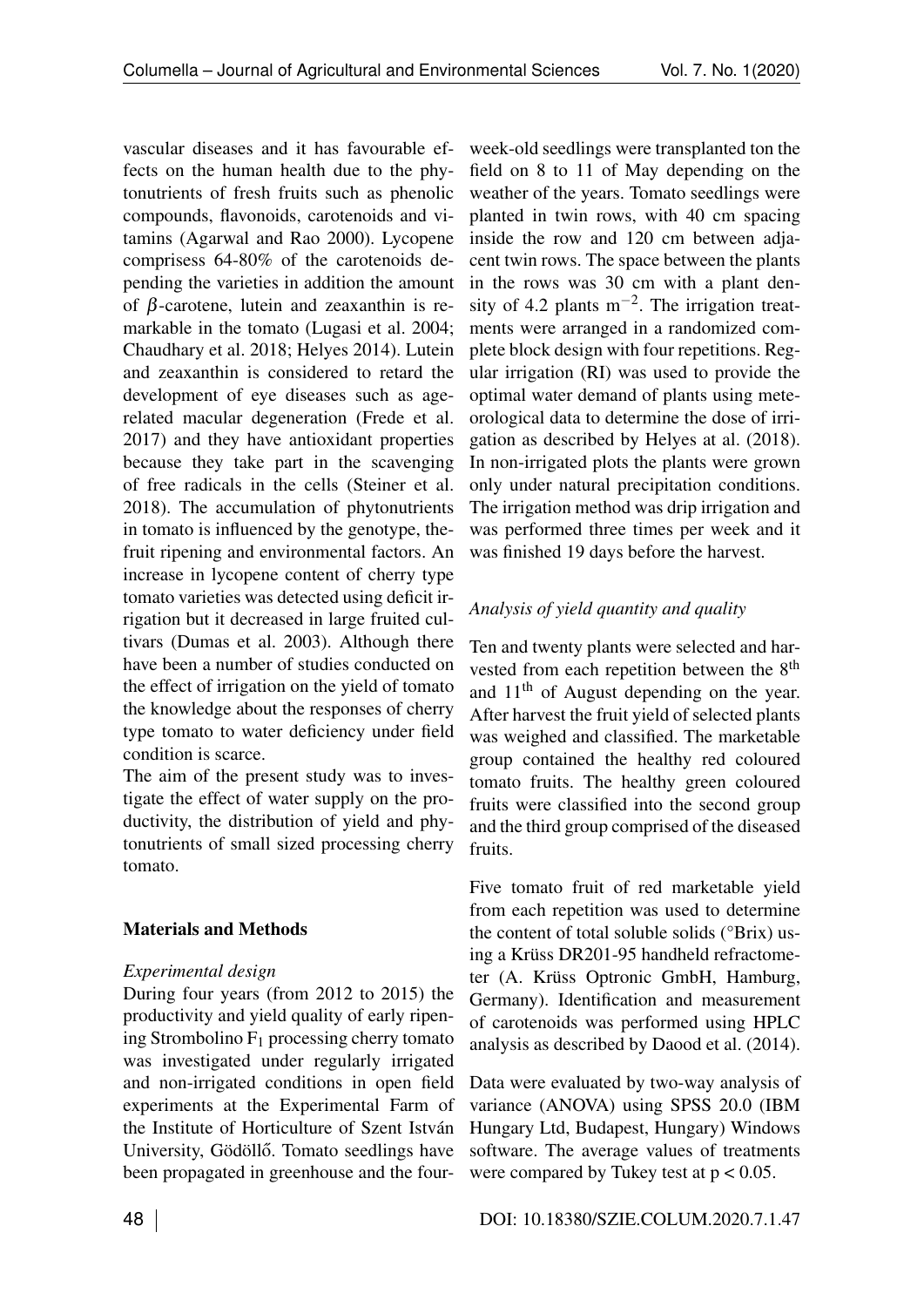vascular diseases and it has favourable effects on the human health due to the phytonutrients of fresh fruits such as phenolic compounds, flavonoids, carotenoids and vitamins (Agarwal and Rao 2000). Lycopene comprisess 64-80% of the carotenoids depending the varieties in addition the amount of $\beta$-carotene, lutein and zeaxanthin is remarkable in the tomato (Lugasi et al. 2004; Chaudhary et al. 2018; Helyes 2014). Lutein and zeaxanthin is considered to retard the development of eye diseases such as age-related macular degeneration (Frede et al. 2017) and they have antioxidant properties because they take part in the scavenging of free radicals in the cells (Steiner et al. 2018). The accumulation of phytonutrients in tomato is influenced by the genotype, thefruit ripening and environmental factors. An increase in lycopene content of cherry type tomato varieties was detected using deficit irrigation but it decreased in large fruited cultivars (Dumas et al. 2003). Although there have been a number of studies conducted on the effect of irrigation on the yield of tomato the knowledge about the responses of cherry type tomato to water deficiency under field condition is scarce.

The aim of the present study was to investigate the effect of water supply on the productivity, the distribution of yield and phytonutrients of small sized processing cherry tomato.

## Materials and Methods

*Experimental design*

During four years (from 2012 to 2015) the productivity and yield quality of early ripening Strombolino $F_1$ processing cherry tomato was investigated under regularly irrigated and non-irrigated conditions in open field experiments at the Experimental Farm of the Institute of Horticulture of Szent István University, Gödöllő. Tomato seedlings have been propagated in greenhouse and the four-week-old seedlings were transplanted ton the field on 8 to 11 of May depending on the weather of the years. Tomato seedlings were planted in twin rows, with 40 cm spacing inside the row and 120 cm between adjacent twin rows. The space between the plants in the rows was 30 cm with a plant density of 4.2 plants $m^{-2}$. The irrigation treatments were arranged in a randomized complete block design with four repetitions. Regular irrigation (RI) was used to provide the optimal water demand of plants using meteorological data to determine the dose of irrigation as described by Helyes at al. (2018). In non-irrigated plots the plants were grown only under natural precipitation conditions. The irrigation method was drip irrigation and was performed three times per week and it was finished 19 days before the harvest.

*Analysis of yield quantity and quality*

Ten and twenty plants were selected and harvested from each repetition between the 8th and 11th of August depending on the year. After harvest the fruit yield of selected plants was weighed and classified. The marketable group contained the healthy red coloured tomato fruits. The healthy green coloured fruits were classified into the second group and the third group comprised of the diseased fruits.

Five tomato fruit of red marketable yield from each repetition was used to determine the content of total soluble solids (°Brix) using a Krüss DR201-95 handheld refractometer (A. Krüss Optronic GmbH, Hamburg, Germany). Identification and measurement of carotenoids was performed using HPLC analysis as described by Daood et al. (2014).

Data were evaluated by two-way analysis of variance (ANOVA) using SPSS 20.0 (IBM Hungary Ltd, Budapest, Hungary) Windows software. The average values of treatments were compared by Tukey test at $p < 0.05$.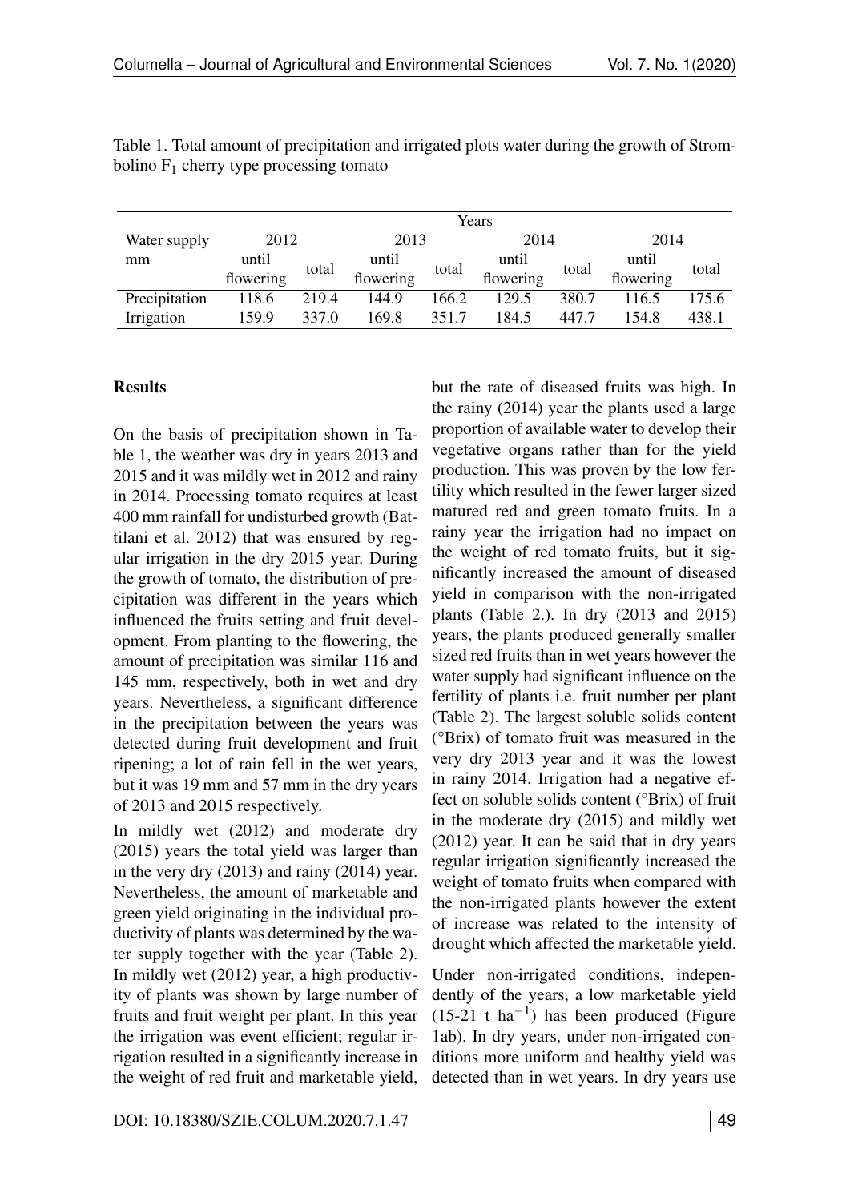Table 1. Total amount of precipitation and irrigated plots water during the growth of Strombolino $F_1$ cherry type processing tomato

| Water supply mm | Years | | | | | | | |
|---|---|---|---|---|---|---|---|---|
| | 2012 | | 2013 | | 2014 | | 2014 | |
| | until flowering | total | until flowering | total | until flowering | total | until flowering | total |
| Precipitation | 118.6 | 219.4 | 144.9 | 166.2 | 129.5 | 380.7 | 116.5 | 175.6 |
| Irrigation | 159.9 | 337.0 | 169.8 | 351.7 | 184.5 | 447.7 | 154.8 | 438.1 |

## Results

On the basis of precipitation shown in Table 1, the weather was dry in years 2013 and 2015 and it was mildly wet in 2012 and rainy in 2014. Processing tomato requires at least 400 mm rainfall for undisturbed growth (Battilani et al. 2012) that was ensured by regular irrigation in the dry 2015 year. During the growth of tomato, the distribution of precipitation was different in the years which influenced the fruits setting and fruit development. From planting to the flowering, the amount of precipitation was similar 116 and 145 mm, respectively, both in wet and dry years. Nevertheless, a significant difference in the precipitation between the years was detected during fruit development and fruit ripening; a lot of rain fell in the wet years, but it was 19 mm and 57 mm in the dry years of 2013 and 2015 respectively.

In mildly wet (2012) and moderate dry (2015) years the total yield was larger than in the very dry (2013) and rainy (2014) year. Nevertheless, the amount of marketable and green yield originating in the individual productivity of plants was determined by the water supply together with the year (Table 2). In mildly wet (2012) year, a high productivity of plants was shown by large number of fruits and fruit weight per plant. In this year the irrigation was event efficient; regular irrigation resulted in a significantly increase in the weight of red fruit and marketable yield, but the rate of diseased fruits was high. In the rainy (2014) year the plants used a large proportion of available water to develop their vegetative organs rather than for the yield production. This was proven by the low fertility which resulted in the fewer larger sized matured red and green tomato fruits. In a rainy year the irrigation had no impact on the weight of red tomato fruits, but it significantly increased the amount of diseased yield in comparison with the non-irrigated plants (Table 2.). In dry (2013 and 2015) years, the plants produced generally smaller sized red fruits than in wet years however the water supply had significant influence on the fertility of plants i.e. fruit number per plant (Table 2). The largest soluble solids content (°Brix) of tomato fruit was measured in the very dry 2013 year and it was the lowest in rainy 2014. Irrigation had a negative effect on soluble solids content (°Brix) of fruit in the moderate dry (2015) and mildly wet (2012) year. It can be said that in dry years regular irrigation significantly increased the weight of tomato fruits when compared with the non-irrigated plants however the extent of increase was related to the intensity of drought which affected the marketable yield.

Under non-irrigated conditions, independently of the years, a low marketable yield (15-21 t ha$^{-1}$) has been produced (Figure 1ab). In dry years, under non-irrigated conditions more uniform and healthy yield was detected than in wet years. In dry years use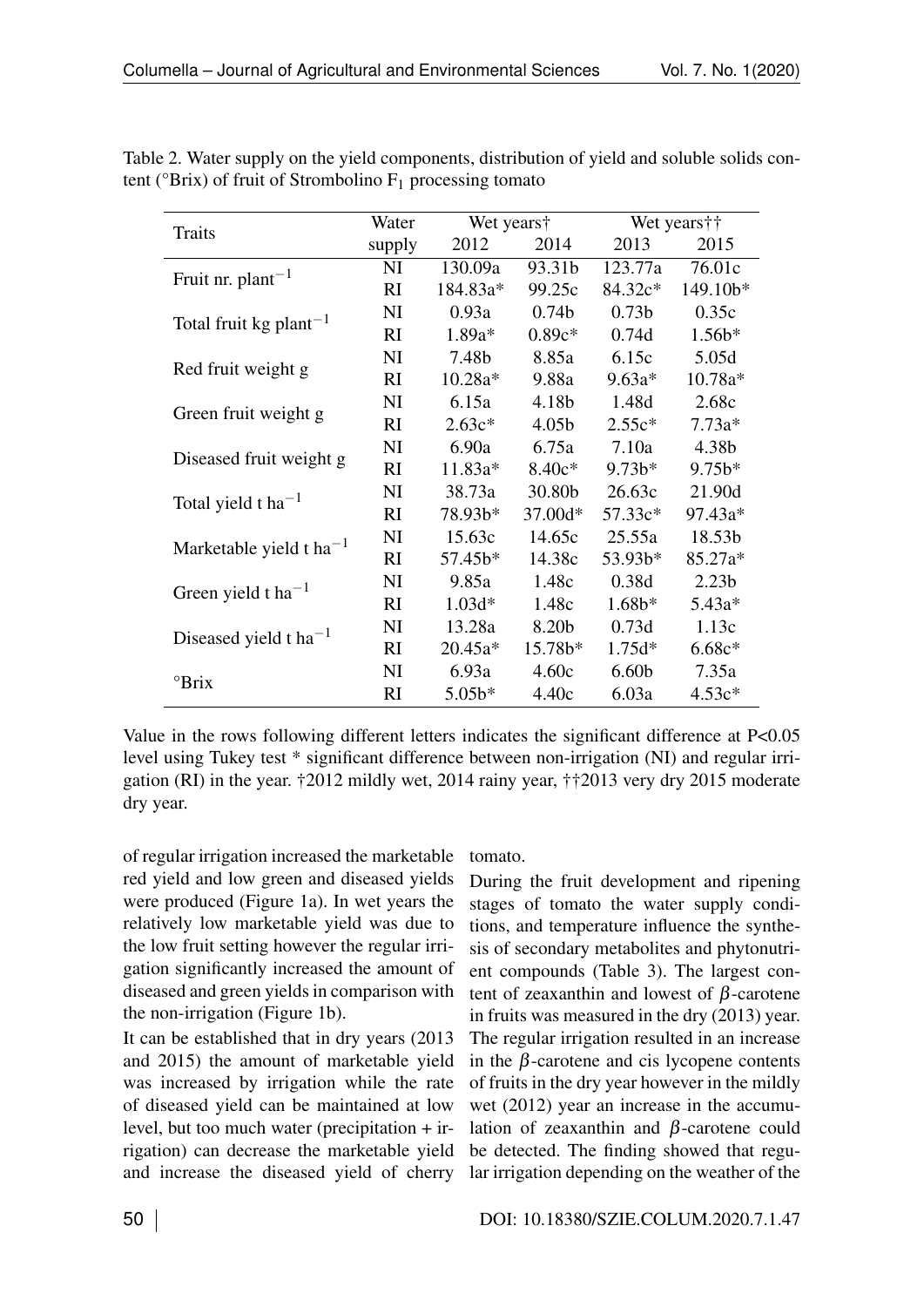Table 2. Water supply on the yield components, distribution of yield and soluble solids content (°Brix) of fruit of Strombolino $F_1$ processing tomato

| Traits | Water supply | Wet years† | | Wet years†† | |
|---|---|---|---|---|---|
| | | 2012 | 2014 | 2013 | 2015 |
| Fruit nr. plant$^{-1}$ | NI | 130.09a | 93.31b | 123.77a | 76.01c |
| | RI | 184.83a* | 99.25c | 84.32c* | 149.10b* |
| Total fruit kg plant$^{-1}$ | NI | 0.93a | 0.74b | 0.73b | 0.35c |
| | RI | 1.89a* | 0.89c* | 0.74d | 1.56b* |
| Red fruit weight g | NI | 7.48b | 8.85a | 6.15c | 5.05d |
| | RI | 10.28a* | 9.88a | 9.63a* | 10.78a* |
| Green fruit weight g | NI | 6.15a | 4.18b | 1.48d | 2.68c |
| | RI | 2.63c* | 4.05b | 2.55c* | 7.73a* |
| Diseased fruit weight g | NI | 6.90a | 6.75a | 7.10a | 4.38b |
| | RI | 11.83a* | 8.40c* | 9.73b* | 9.75b* |
| Total yield t ha$^{-1}$ | NI | 38.73a | 30.80b | 26.63c | 21.90d |
| | RI | 78.93b* | 37.00d* | 57.33c* | 97.43a* |
| Marketable yield t ha$^{-1}$ | NI | 15.63c | 14.65c | 25.55a | 18.53b |
| | RI | 57.45b* | 14.38c | 53.93b* | 85.27a* |
| Green yield t ha$^{-1}$ | NI | 9.85a | 1.48c | 0.38d | 2.23b |
| | RI | 1.03d* | 1.48c | 1.68b* | 5.43a* |
| Diseased yield t ha$^{-1}$ | NI | 13.28a | 8.20b | 0.73d | 1.13c |
| | RI | 20.45a* | 15.78b* | 1.75d* | 6.68c* |
| °Brix | NI | 6.93a | 4.60c | 6.60b | 7.35a |
| | RI | 5.05b* | 4.40c | 6.03a | 4.53c* |

Value in the rows following different letters indicates the significant difference at P<0.05 level using Tukey test * significant difference between non-irrigation (NI) and regular irrigation (RI) in the year. †2012 mildly wet, 2014 rainy year, ††2013 very dry 2015 moderate dry year.

of regular irrigation increased the marketable red yield and low green and diseased yields were produced (Figure 1a). In wet years the relatively low marketable yield was due to the low fruit setting however the regular irrigation significantly increased the amount of diseased and green yields in comparison with the non-irrigation (Figure 1b).

It can be established that in dry years (2013 and 2015) the amount of marketable yield was increased by irrigation while the rate of diseased yield can be maintained at low level, but too much water (precipitation + irrigation) can decrease the marketable yield and increase the diseased yield of cherry tomato.

During the fruit development and ripening stages of tomato the water supply conditions, and temperature influence the synthesis of secondary metabolites and phytonutrient compounds (Table 3). The largest content of zeaxanthin and lowest of $\beta$-carotene in fruits was measured in the dry (2013) year. The regular irrigation resulted in an increase in the $\beta$-carotene and cis lycopene contents of fruits in the dry year however in the mildly wet (2012) year an increase in the accumulation of zeaxanthin and $\beta$-carotene could be detected. The finding showed that regular irrigation depending on the weather of the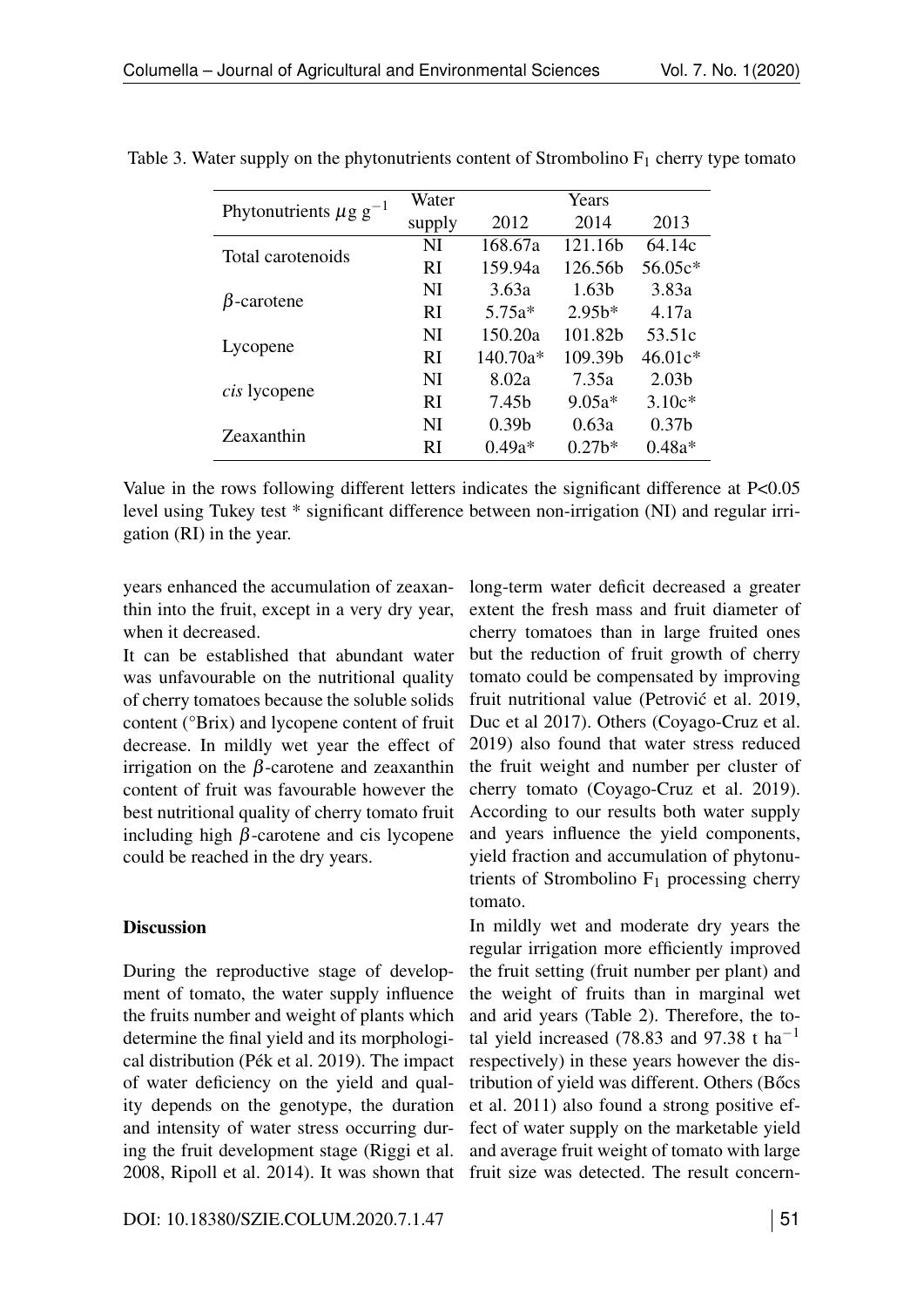Table 3. Water supply on the phytonutrients content of Strombolino $F_1$ cherry type tomato

| Phytonutrients $\mu$g g$^{-1}$ | Water supply | Years | | |
|---|---|---|---|---|
| | | 2012 | 2014 | 2013 |
| Total carotenoids | NI | 168.67a | 121.16b | 64.14c |
| | RI | 159.94a | 126.56b | 56.05c* |
| $\beta$-carotene | NI | 3.63a | 1.63b | 3.83a |
| | RI | 5.75a* | 2.95b* | 4.17a |
| Lycopene | NI | 150.20a | 101.82b | 53.51c |
| | RI | 140.70a* | 109.39b | 46.01c* |
| *cis* lycopene | NI | 8.02a | 7.35a | 2.03b |
| | RI | 7.45b | 9.05a* | 3.10c* |
| Zeaxanthin | NI | 0.39b | 0.63a | 0.37b |
| | RI | 0.49a* | 0.27b* | 0.48a* |

Value in the rows following different letters indicates the significant difference at P<0.05 level using Tukey test * significant difference between non-irrigation (NI) and regular irrigation (RI) in the year.

years enhanced the accumulation of zeaxanthin into the fruit, except in a very dry year, when it decreased.

It can be established that abundant water was unfavourable on the nutritional quality of cherry tomatoes because the soluble solids content (°Brix) and lycopene content of fruit decrease. In mildly wet year the effect of irrigation on the $\beta$-carotene and zeaxanthin content of fruit was favourable however the best nutritional quality of cherry tomato fruit including high $\beta$-carotene and cis lycopene could be reached in the dry years.

## Discussion

During the reproductive stage of development of tomato, the water supply influence the fruits number and weight of plants which determine the final yield and its morphological distribution (Pék et al. 2019). The impact of water deficiency on the yield and quality depends on the genotype, the duration and intensity of water stress occurring during the fruit development stage (Riggi et al. 2008, Ripoll et al. 2014). It was shown that long-term water deficit decreased a greater extent the fresh mass and fruit diameter of cherry tomatoes than in large fruited ones but the reduction of fruit growth of cherry tomato could be compensated by improving fruit nutritional value (Petrović et al. 2019, Duc et al 2017). Others (Coyago-Cruz et al. 2019) also found that water stress reduced the fruit weight and number per cluster of cherry tomato (Coyago-Cruz et al. 2019). According to our results both water supply and years influence the yield components, yield fraction and accumulation of phytonutrients of Strombolino $F_1$ processing cherry tomato.

In mildly wet and moderate dry years the regular irrigation more efficiently improved the fruit setting (fruit number per plant) and the weight of fruits than in marginal wet and arid years (Table 2). Therefore, the total yield increased (78.83 and 97.38 t ha$^{-1}$ respectively) in these years however the distribution of yield was different. Others (Bőcs et al. 2011) also found a strong positive effect of water supply on the marketable yield and average fruit weight of tomato with large fruit size was detected. The result concern-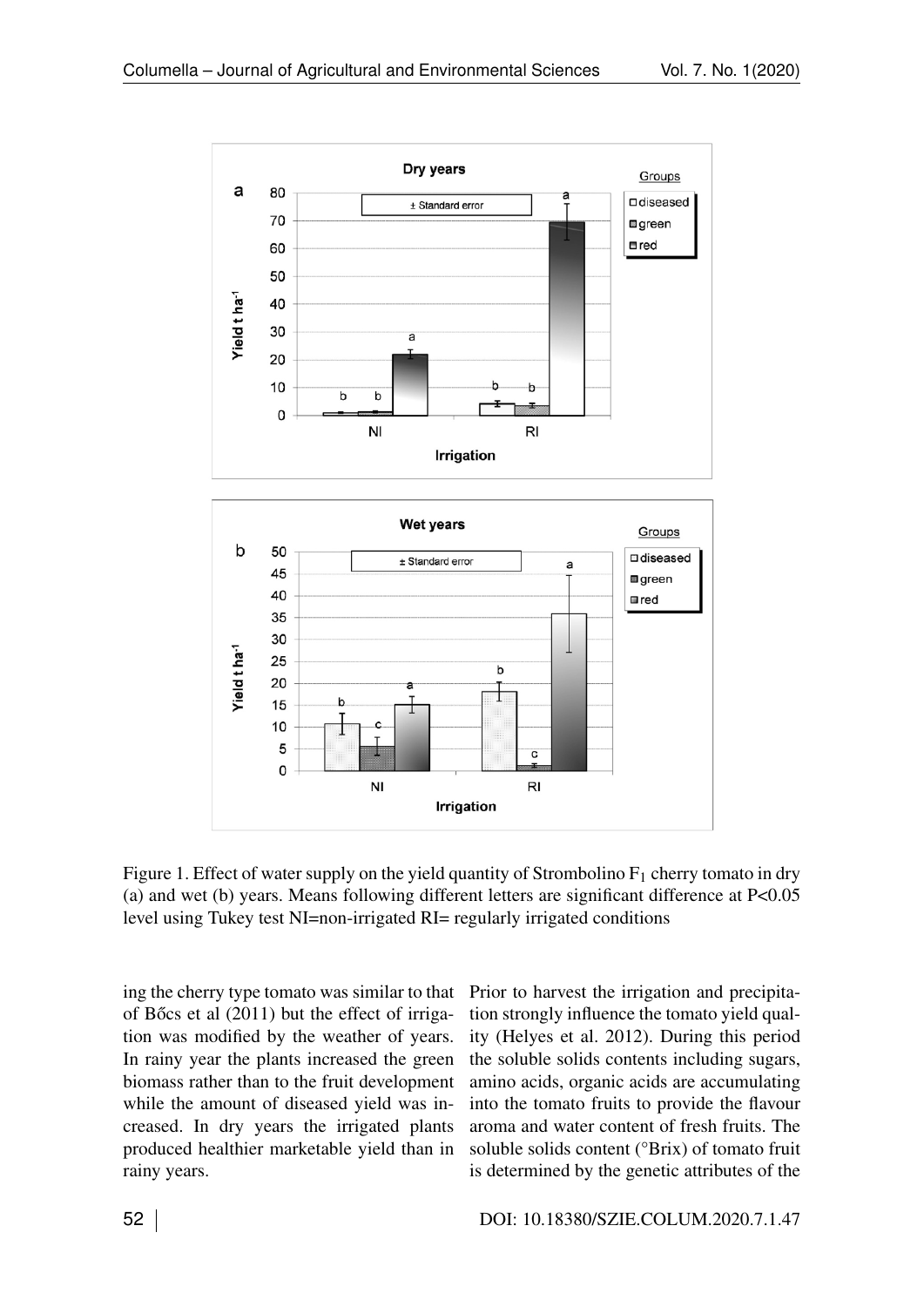Figure 1. Effect of water supply on the yield quantity of Strombolino $F_1$ cherry tomato in dry (a) and wet (b) years. Means following different letters are significant difference at P<0.05 level using Tukey test NI=non-irrigated RI= regularly irrigated conditions

ing the cherry type tomato was similar to that of Bőcs et al (2011) but the effect of irrigation was modified by the weather of years. In rainy year the plants increased the green biomass rather than to the fruit development while the amount of diseased yield was increased. In dry years the irrigated plants produced healthier marketable yield than in rainy years.

Prior to harvest the irrigation and precipitation strongly influence the tomato yield quality (Helyes et al. 2012). During this period the soluble solids contents including sugars, amino acids, organic acids are accumulating into the tomato fruits to provide the flavour aroma and water content of fresh fruits. The soluble solids content (°Brix) of tomato fruit is determined by the genetic attributes of the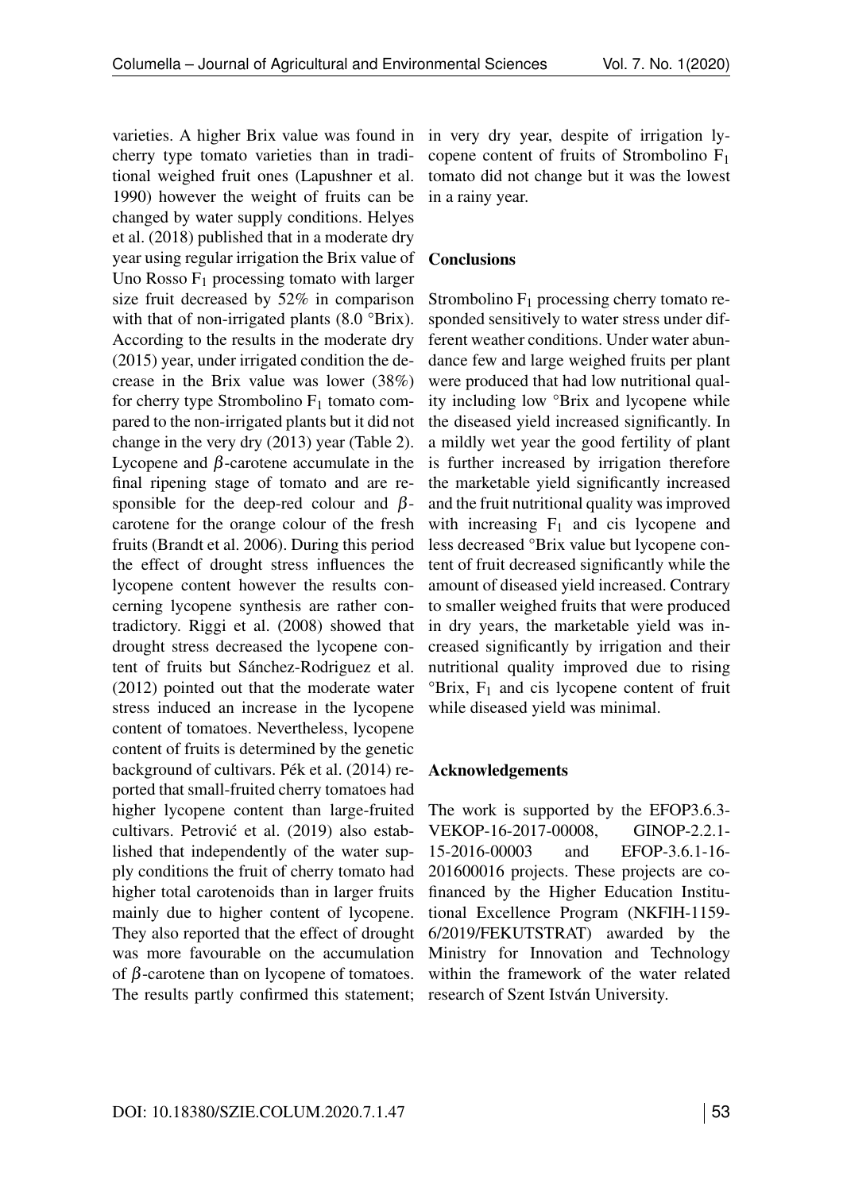varieties. A higher Brix value was found in cherry type tomato varieties than in traditional weighed fruit ones (Lapushner et al. 1990) however the weight of fruits can be changed by water supply conditions. Helyes et al. (2018) published that in a moderate dry year using regular irrigation the Brix value of Uno Rosso $F_1$ processing tomato with larger size fruit decreased by 52% in comparison with that of non-irrigated plants (8.0 °Brix). According to the results in the moderate dry (2015) year, under irrigated condition the decrease in the Brix value was lower (38%) for cherry type Strombolino $F_1$ tomato compared to the non-irrigated plants but it did not change in the very dry (2013) year (Table 2). Lycopene and $\beta$-carotene accumulate in the final ripening stage of tomato and are responsible for the deep-red colour and $\beta$-carotene for the orange colour of the fresh fruits (Brandt et al. 2006). During this period the effect of drought stress influences the lycopene content however the results concerning lycopene synthesis are rather contradictory. Riggi et al. (2008) showed that drought stress decreased the lycopene content of fruits but Sánchez-Rodriguez et al. (2012) pointed out that the moderate water stress induced an increase in the lycopene content of tomatoes. Nevertheless, lycopene content of fruits is determined by the genetic background of cultivars. Pék et al. (2014) reported that small-fruited cherry tomatoes had higher lycopene content than large-fruited cultivars. Petrović et al. (2019) also established that independently of the water supply conditions the fruit of cherry tomato had higher total carotenoids than in larger fruits mainly due to higher content of lycopene. They also reported that the effect of drought was more favourable on the accumulation of $\beta$-carotene than on lycopene of tomatoes. The results partly confirmed this statement; in very dry year, despite of irrigation lycopene content of fruits of Strombolino $F_1$ tomato did not change but it was the lowest in a rainy year.

## Conclusions

Strombolino $F_1$ processing cherry tomato responded sensitively to water stress under different weather conditions. Under water abundance few and large weighed fruits per plant were produced that had low nutritional quality including low °Brix and lycopene while the diseased yield increased significantly. In a mildly wet year the good fertility of plant is further increased by irrigation therefore the marketable yield significantly increased and the fruit nutritional quality was improved with increasing $F_1$ and cis lycopene and less decreased °Brix value but lycopene content of fruit decreased significantly while the amount of diseased yield increased. Contrary to smaller weighed fruits that were produced in dry years, the marketable yield was increased significantly by irrigation and their nutritional quality improved due to rising °Brix, $F_1$ and cis lycopene content of fruit while diseased yield was minimal.

## Acknowledgements

The work is supported by the EFOP3.6.3-VEKOP-16-2017-00008, GINOP-2.2.1-15-2016-00003 and EFOP-3.6.1-16-201600016 projects. These projects are co-financed by the Higher Education Institutional Excellence Program (NKFIH-1159-6/2019/FEKUTSTRAT) awarded by the Ministry for Innovation and Technology within the framework of the water related research of Szent István University.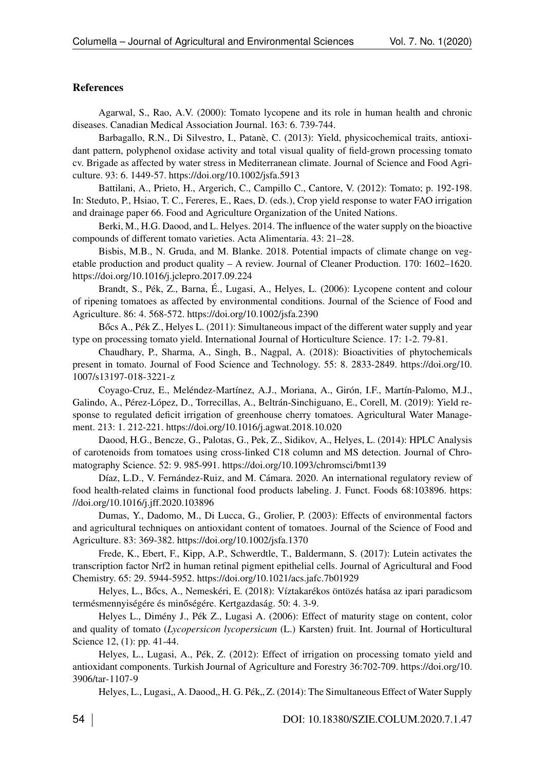## References

Agarwal, S., Rao, A.V. (2000): Tomato lycopene and its role in human health and chronic diseases. Canadian Medical Association Journal. 163: 6. 739-744.

Barbagallo, R.N., Di Silvestro, I., Patanè, C. (2013): Yield, physicochemical traits, antioxidant pattern, polyphenol oxidase activity and total visual quality of field-grown processing tomato cv. Brigade as affected by water stress in Mediterranean climate. Journal of Science and Food Agriculture. 93: 6. 1449-57. https://doi.org/10.1002/jsfa.5913

Battilani, A., Prieto, H., Argerich, C., Campillo C., Cantore, V. (2012): Tomato; p. 192-198. In: Steduto, P., Hsiao, T. C., Fereres, E., Raes, D. (eds.), Crop yield response to water FAO irrigation and drainage paper 66. Food and Agriculture Organization of the United Nations.

Berki, M., H.G. Daood, and L. Helyes. 2014. The influence of the water supply on the bioactive compounds of different tomato varieties. Acta Alimentaria. 43: 21–28.

Bisbis, M.B., N. Gruda, and M. Blanke. 2018. Potential impacts of climate change on vegetable production and product quality – A review. Journal of Cleaner Production. 170: 1602–1620. https://doi.org/10.1016/j.jclepro.2017.09.224

Brandt, S., Pék, Z., Barna, É., Lugasi, A., Helyes, L. (2006): Lycopene content and colour of ripening tomatoes as affected by environmental conditions. Journal of the Science of Food and Agriculture. 86: 4. 568-572. https://doi.org/10.1002/jsfa.2390

Bőcs A., Pék Z., Helyes L. (2011): Simultaneous impact of the different water supply and year type on processing tomato yield. International Journal of Horticulture Science. 17: 1-2. 79-81.

Chaudhary, P., Sharma, A., Singh, B., Nagpal, A. (2018): Bioactivities of phytochemicals present in tomato. Journal of Food Science and Technology. 55: 8. 2833-2849. https://doi.org/10.1007/s13197-018-3221-z

Coyago-Cruz, E., Meléndez-Martínez, A.J., Moriana, A., Girón, I.F., Martín-Palomo, M.J., Galindo, A., Pérez-López, D., Torrecillas, A., Beltrán-Sinchiguano, E., Corell, M. (2019): Yield response to regulated deficit irrigation of greenhouse cherry tomatoes. Agricultural Water Management. 213: 1. 212-221. https://doi.org/10.1016/j.agwat.2018.10.020

Daood, H.G., Bencze, G., Palotas, G., Pek, Z., Sidikov, A., Helyes, L. (2014): HPLC Analysis of carotenoids from tomatoes using cross-linked C18 column and MS detection. Journal of Chromatography Science. 52: 9. 985-991. https://doi.org/10.1093/chromsci/bmt139

Díaz, L.D., V. Fernández-Ruiz, and M. Cámara. 2020. An international regulatory review of food health-related claims in functional food products labeling. J. Funct. Foods 68:103896. https://doi.org/10.1016/j.jff.2020.103896

Dumas, Y., Dadomo, M., Di Lucca, G., Grolier, P. (2003): Effects of environmental factors and agricultural techniques on antioxidant content of tomatoes. Journal of the Science of Food and Agriculture. 83: 369-382. https://doi.org/10.1002/jsfa.1370

Frede, K., Ebert, F., Kipp, A.P., Schwerdtle, T., Baldermann, S. (2017): Lutein activates the transcription factor Nrf2 in human retinal pigment epithelial cells. Journal of Agricultural and Food Chemistry. 65: 29. 5944-5952. https://doi.org/10.1021/acs.jafc.7b01929

Helyes, L., Bőcs, A., Nemeskéri, E. (2018): Víztakarékos öntözés hatása az ipari paradicsom termésmennyiségére és minőségére. Kertgazdaság. 50: 4. 3-9.

Helyes L., Dimény J., Pék Z., Lugasi A. (2006): Effect of maturity stage on content, color and quality of tomato (*Lycopersicon lycopersicum* (L.) Karsten) fruit. Int. Journal of Horticultural Science 12, (1): pp. 41-44.

Helyes, L., Lugasi, A., Pék, Z. (2012): Effect of irrigation on processing tomato yield and antioxidant components. Turkish Journal of Agriculture and Forestry 36:702-709. https://doi.org/10.3906/tar-1107-9

Helyes, L., Lugasi,, A. Daood,, H. G. Pék,, Z. (2014): The Simultaneous Effect of Water Supply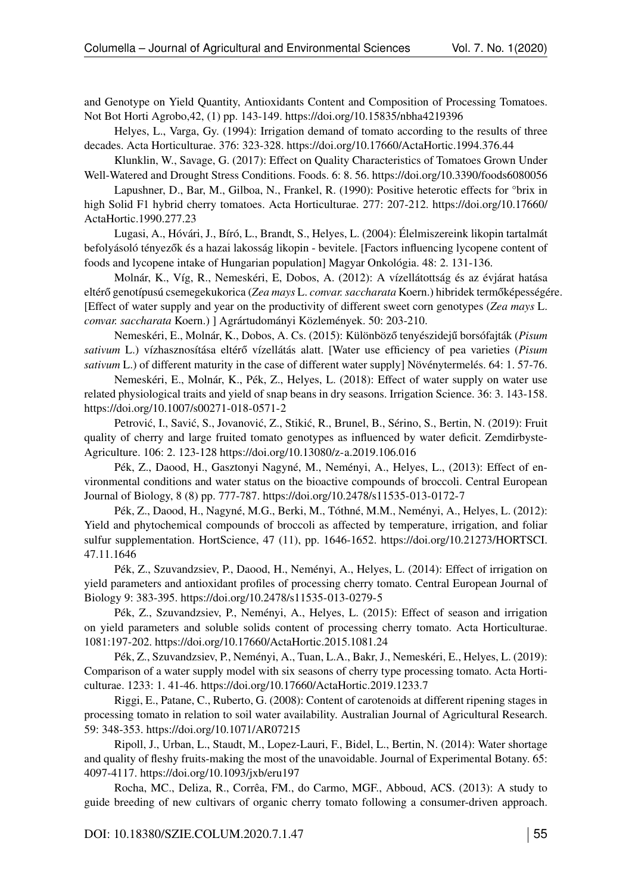and Genotype on Yield Quantity, Antioxidants Content and Composition of Processing Tomatoes. Not Bot Horti Agrobo,42, (1) pp. 143-149. https://doi.org/10.15835/nbha4219396

Helyes, L., Varga, Gy. (1994): Irrigation demand of tomato according to the results of three decades. Acta Horticulturae. 376: 323-328. https://doi.org/10.17660/ActaHortic.1994.376.44

Klunklin, W., Savage, G. (2017): Effect on Quality Characteristics of Tomatoes Grown Under Well-Watered and Drought Stress Conditions. Foods. 6: 8. 56. https://doi.org/10.3390/foods6080056

Lapushner, D., Bar, M., Gilboa, N., Frankel, R. (1990): Positive heterotic effects for °brix in high Solid F1 hybrid cherry tomatoes. Acta Horticulturae. 277: 207-212. https://doi.org/10.17660/ActaHortic.1990.277.23

Lugasi, A., Hóvári, J., Bíró, L., Brandt, S., Helyes, L. (2004): Élelmiszereink likopin tartalmát befolyásoló tényezők és a hazai lakosság likopin - bevitele. [Factors influencing lycopene content of foods and lycopene intake of Hungarian population] Magyar Onkológia. 48: 2. 131-136.

Molnár, K., Víg, R., Nemeskéri, E, Dobos, A. (2012): A vízellátottság és az évjárat hatása eltérő genotípusú csemegekukorica (*Zea mays* L. *convar. saccharata* Koern.) hibridek termőképességére. [Effect of water supply and year on the productivity of different sweet corn genotypes (*Zea mays* L. *convar. saccharata* Koern.) ] Agrártudományi Közlemények. 50: 203-210.

Nemeskéri, E., Molnár, K., Dobos, A. Cs. (2015): Különböző tenyészidejű borsófajták (*Pisum sativum* L.) vízhasznosítása eltérő vízellátás alatt. [Water use efficiency of pea varieties (*Pisum sativum* L.) of different maturity in the case of different water supply] Növénytermelés. 64: 1. 57-76.

Nemeskéri, E., Molnár, K., Pék, Z., Helyes, L. (2018): Effect of water supply on water use related physiological traits and yield of snap beans in dry seasons. Irrigation Science. 36: 3. 143-158. https://doi.org/10.1007/s00271-018-0571-2

Petrović, I., Savić, S., Jovanović, Z., Stikić, R., Brunel, B., Sérino, S., Bertin, N. (2019): Fruit quality of cherry and large fruited tomato genotypes as influenced by water deficit. Zemdirbyste-Agriculture. 106: 2. 123-128 https://doi.org/10.13080/z-a.2019.106.016

Pék, Z., Daood, H., Gasztonyi Nagyné, M., Neményi, A., Helyes, L., (2013): Effect of environmental conditions and water status on the bioactive compounds of broccoli. Central European Journal of Biology, 8 (8) pp. 777-787. https://doi.org/10.2478/s11535-013-0172-7

Pék, Z., Daood, H., Nagyné, M.G., Berki, M., Tóthné, M.M., Neményi, A., Helyes, L. (2012): Yield and phytochemical compounds of broccoli as affected by temperature, irrigation, and foliar sulfur supplementation. HortScience, 47 (11), pp. 1646-1652. https://doi.org/10.21273/HORTSCI.47.11.1646

Pék, Z., Szuvandzsiev, P., Daood, H., Neményi, A., Helyes, L. (2014): Effect of irrigation on yield parameters and antioxidant profiles of processing cherry tomato. Central European Journal of Biology 9: 383-395. https://doi.org/10.2478/s11535-013-0279-5

Pék, Z., Szuvandzsiev, P., Neményi, A., Helyes, L. (2015): Effect of season and irrigation on yield parameters and soluble solids content of processing cherry tomato. Acta Horticulturae. 1081:197-202. https://doi.org/10.17660/ActaHortic.2015.1081.24

Pék, Z., Szuvandzsiev, P., Neményi, A., Tuan, L.A., Bakr, J., Nemeskéri, E., Helyes, L. (2019): Comparison of a water supply model with six seasons of cherry type processing tomato. Acta Horticulturae. 1233: 1. 41-46. https://doi.org/10.17660/ActaHortic.2019.1233.7

Riggi, E., Patane, C., Ruberto, G. (2008): Content of carotenoids at different ripening stages in processing tomato in relation to soil water availability. Australian Journal of Agricultural Research. 59: 348-353. https://doi.org/10.1071/AR07215

Ripoll, J., Urban, L., Staudt, M., Lopez-Lauri, F., Bidel, L., Bertin, N. (2014): Water shortage and quality of fleshy fruits-making the most of the unavoidable. Journal of Experimental Botany. 65: 4097-4117. https://doi.org/10.1093/jxb/eru197

Rocha, MC., Deliza, R., Corrêa, FM., do Carmo, MGF., Abboud, ACS. (2013): A study to guide breeding of new cultivars of organic cherry tomato following a consumer-driven approach.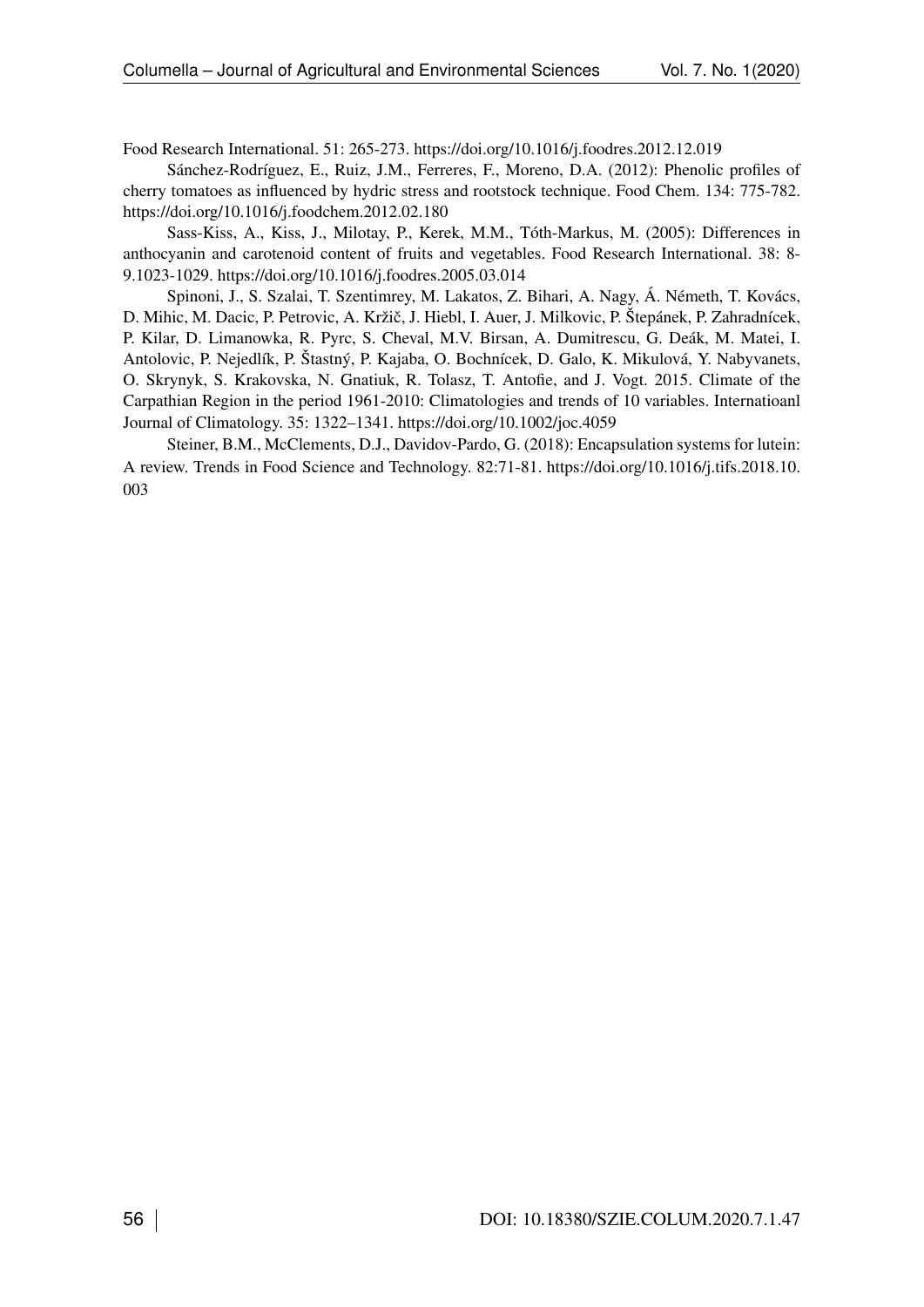Food Research International. 51: 265-273. https://doi.org/10.1016/j.foodres.2012.12.019

Sánchez-Rodríguez, E., Ruiz, J.M., Ferreres, F., Moreno, D.A. (2012): Phenolic profiles of cherry tomatoes as influenced by hydric stress and rootstock technique. Food Chem. 134: 775-782. https://doi.org/10.1016/j.foodchem.2012.02.180

Sass-Kiss, A., Kiss, J., Milotay, P., Kerek, M.M., Tóth-Markus, M. (2005): Differences in anthocyanin and carotenoid content of fruits and vegetables. Food Research International. 38: 8-9.1023-1029. https://doi.org/10.1016/j.foodres.2005.03.014

Spinoni, J., S. Szalai, T. Szentimrey, M. Lakatos, Z. Bihari, A. Nagy, Á. Németh, T. Kovács, D. Mihic, M. Dacic, P. Petrovic, A. Kržič, J. Hiebl, I. Auer, J. Milkovic, P. Štepánek, P. Zahradnícek, P. Kilar, D. Limanowka, R. Pyrc, S. Cheval, M.V. Birsan, A. Dumitrescu, G. Deák, M. Matei, I. Antolovic, P. Nejedlík, P. Štastný, P. Kajaba, O. Bochnícek, D. Galo, K. Mikulová, Y. Nabyvanets, O. Skrynyk, S. Krakovska, N. Gnatiuk, R. Tolasz, T. Antofie, and J. Vogt. 2015. Climate of the Carpathian Region in the period 1961-2010: Climatologies and trends of 10 variables. Internatioanl Journal of Climatology. 35: 1322–1341. https://doi.org/10.1002/joc.4059

Steiner, B.M., McClements, D.J., Davidov-Pardo, G. (2018): Encapsulation systems for lutein: A review. Trends in Food Science and Technology. 82:71-81. https://doi.org/10.1016/j.tifs.2018.10.003